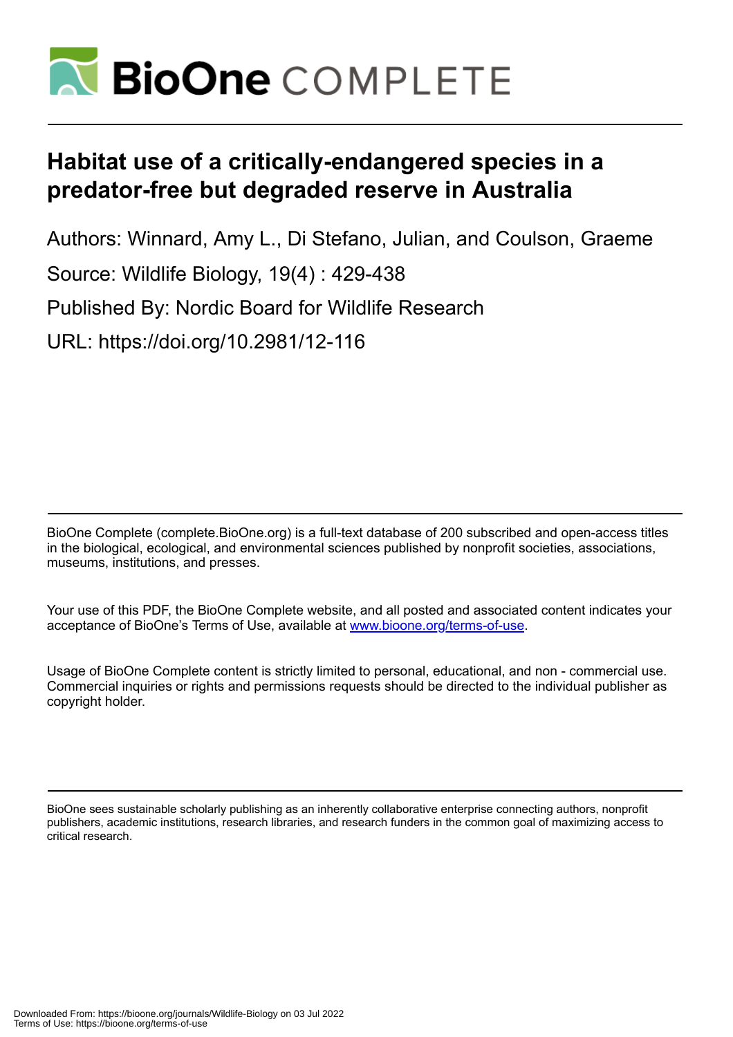# Habitat use of a critically-endangered species in a predator-free but degraded reserve in Australia

Authors: Winnard, Amy L., Di Stefano, Julian, and Coulson, Graeme

Source: Wildlife Biology, 19(4) : 429-438

Published By: Nordic Board for Wildlife Research

URL: https://doi.org/10.2981/12-116

BioOne Complete (complete.BioOne.org) is a full-text database of 200 subscribed and open-access titles in the biological, ecological, and environmental sciences published by nonprofit societies, associations, museums, institutions, and presses.

Your use of this PDF, the BioOne Complete website, and all posted and associated content indicates your acceptance of BioOne's Terms of Use, available at www.bioone.org/terms-of-use.

Usage of BioOne Complete content is strictly limited to personal, educational, and non - commercial use. Commercial inquiries or rights and permissions requests should be directed to the individual publisher as copyright holder.

BioOne sees sustainable scholarly publishing as an inherently collaborative enterprise connecting authors, nonprofit publishers, academic institutions, research libraries, and research funders in the common goal of maximizing access to critical research.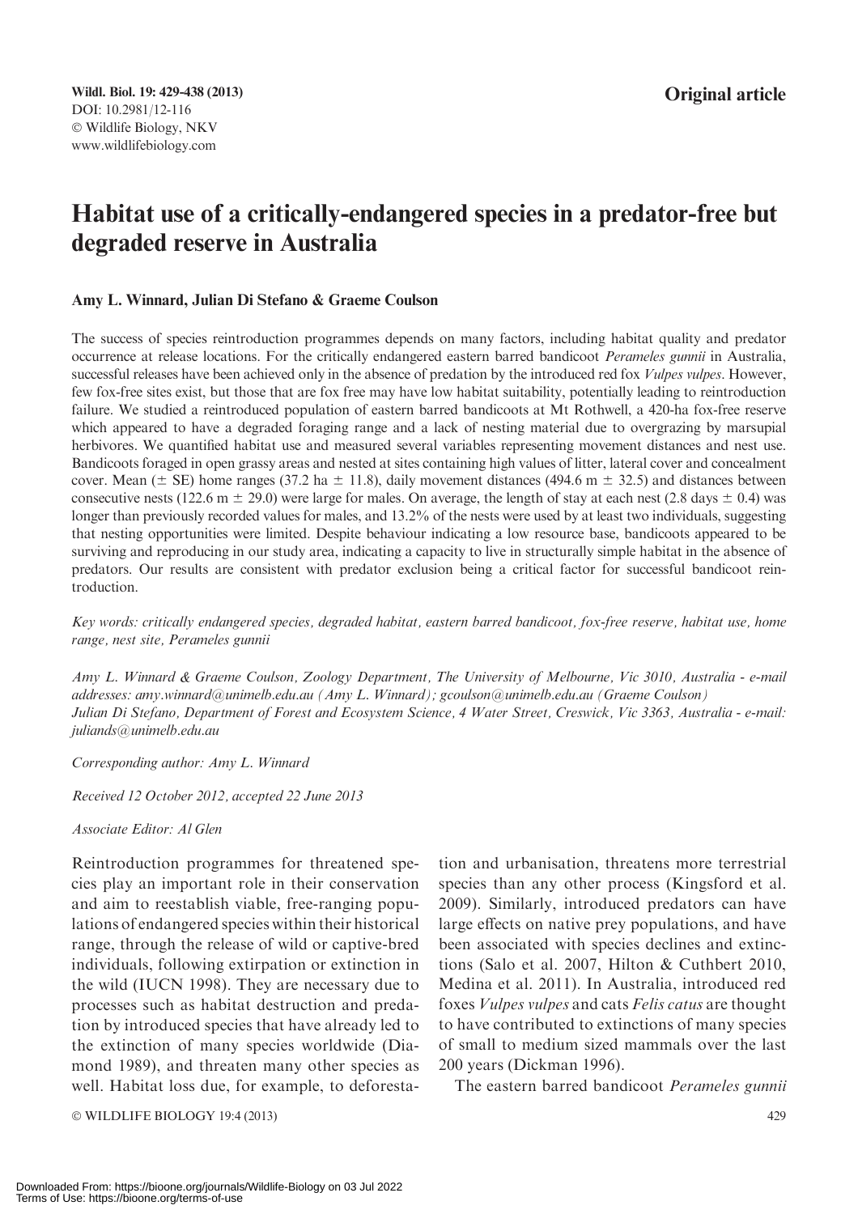# Habitat use of a critically-endangered species in a predator-free but degraded reserve in Australia

**Amy L. Winnard, Julian Di Stefano & Graeme Coulson**

The success of species reintroduction programmes depends on many factors, including habitat quality and predator occurrence at release locations. For the critically endangered eastern barred bandicoot *Perameles gunnii* in Australia, successful releases have been achieved only in the absence of predation by the introduced red fox *Vulpes vulpes*. However, few fox-free sites exist, but those that are fox free may have low habitat suitability, potentially leading to reintroduction failure. We studied a reintroduced population of eastern barred bandicoots at Mt Rothwell, a 420-ha fox-free reserve which appeared to have a degraded foraging range and a lack of nesting material due to overgrazing by marsupial herbivores. We quantified habitat use and measured several variables representing movement distances and nest use. Bandicoots foraged in open grassy areas and nested at sites containing high values of litter, lateral cover and concealment cover. Mean (± SE) home ranges (37.2 ha ± 11.8), daily movement distances (494.6 m ± 32.5) and distances between consecutive nests (122.6 m ± 29.0) were large for males. On average, the length of stay at each nest (2.8 days ± 0.4) was longer than previously recorded values for males, and 13.2% of the nests were used by at least two individuals, suggesting that nesting opportunities were limited. Despite behaviour indicating a low resource base, bandicoots appeared to be surviving and reproducing in our study area, indicating a capacity to live in structurally simple habitat in the absence of predators. Our results are consistent with predator exclusion being a critical factor for successful bandicoot reintroduction.

*Key words: critically endangered species, degraded habitat, eastern barred bandicoot, fox-free reserve, habitat use, home range, nest site, Perameles gunnii*

*Amy L. Winnard & Graeme Coulson, Zoology Department, The University of Melbourne, Vic 3010, Australia - e-mail addresses: amy.winnard@unimelb.edu.au (Amy L. Winnard); gcoulson@unimelb.edu.au (Graeme Coulson)*
*Julian Di Stefano, Department of Forest and Ecosystem Science, 4 Water Street, Creswick, Vic 3363, Australia - e-mail: juliands@unimelb.edu.au*

*Corresponding author: Amy L. Winnard*

*Received 12 October 2012, accepted 22 June 2013*

*Associate Editor: Al Glen*

Reintroduction programmes for threatened species play an important role in their conservation and aim to reestablish viable, free-ranging populations of endangered species within their historical range, through the release of wild or captive-bred individuals, following extirpation or extinction in the wild (IUCN 1998). They are necessary due to processes such as habitat destruction and predation by introduced species that have already led to the extinction of many species worldwide (Diamond 1989), and threaten many other species as well. Habitat loss due, for example, to deforestation and urbanisation, threatens more terrestrial species than any other process (Kingsford et al. 2009). Similarly, introduced predators can have large effects on native prey populations, and have been associated with species declines and extinctions (Salo et al. 2007, Hilton & Cuthbert 2010, Medina et al. 2011). In Australia, introduced red foxes *Vulpes vulpes* and cats *Felis catus* are thought to have contributed to extinctions of many species of small to medium sized mammals over the last 200 years (Dickman 1996).

The eastern barred bandicoot *Perameles gunnii*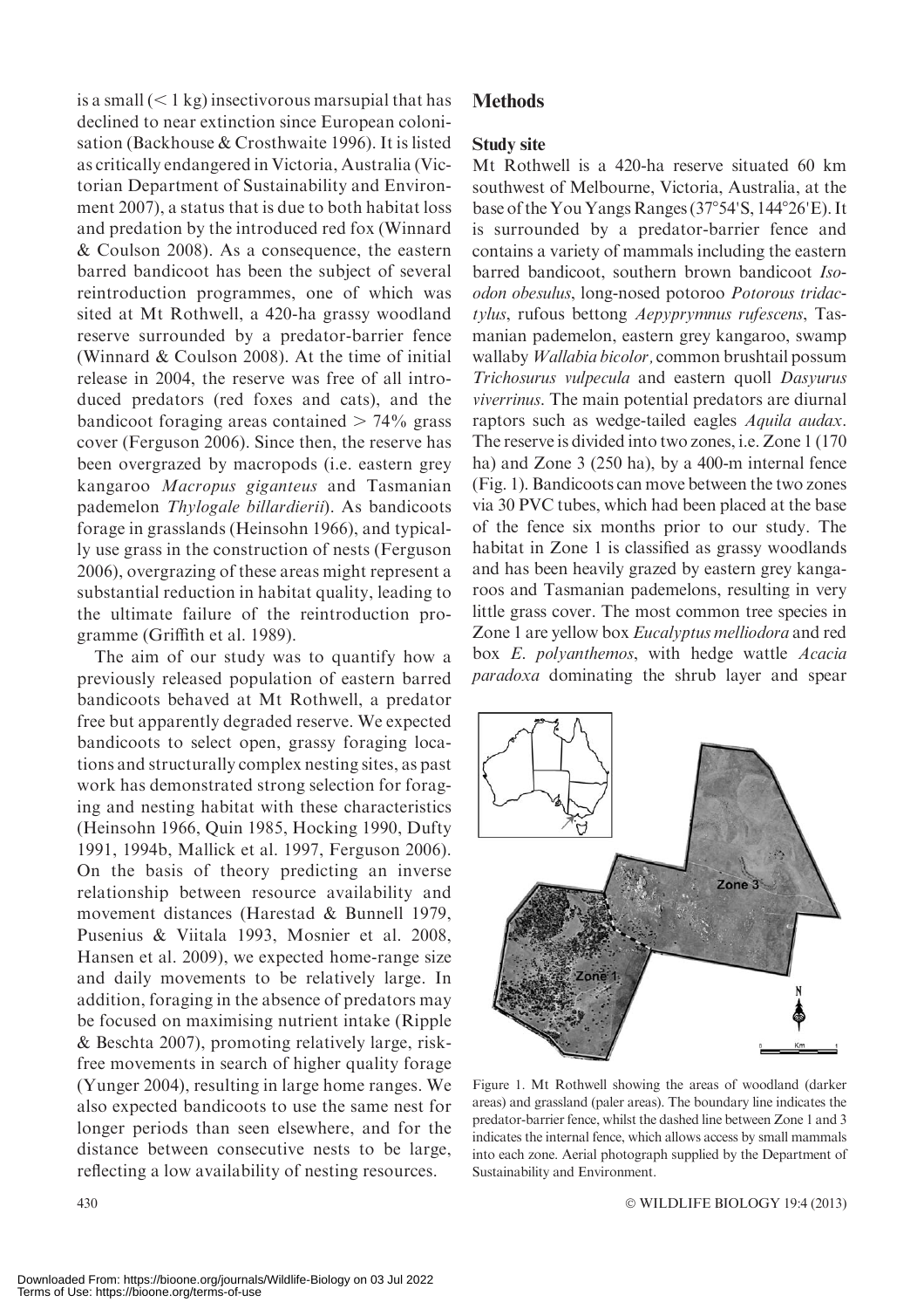is a small (< 1 kg) insectivorous marsupial that has declined to near extinction since European colonisation (Backhouse & Crosthwaite 1996). It is listed as critically endangered in Victoria, Australia (Victorian Department of Sustainability and Environment 2007), a status that is due to both habitat loss and predation by the introduced red fox (Winnard & Coulson 2008). As a consequence, the eastern barred bandicoot has been the subject of several reintroduction programmes, one of which was sited at Mt Rothwell, a 420-ha grassy woodland reserve surrounded by a predator-barrier fence (Winnard & Coulson 2008). At the time of initial release in 2004, the reserve was free of all introduced predators (red foxes and cats), and the bandicoot foraging areas contained > 74% grass cover (Ferguson 2006). Since then, the reserve has been overgrazed by macropods (i.e. eastern grey kangaroo *Macropus giganteus* and Tasmanian pademelon *Thylogale billardierii*). As bandicoots forage in grasslands (Heinsohn 1966), and typically use grass in the construction of nests (Ferguson 2006), overgrazing of these areas might represent a substantial reduction in habitat quality, leading to the ultimate failure of the reintroduction programme (Griffith et al. 1989).

The aim of our study was to quantify how a previously released population of eastern barred bandicoots behaved at Mt Rothwell, a predator free but apparently degraded reserve. We expected bandicoots to select open, grassy foraging locations and structurally complex nesting sites, as past work has demonstrated strong selection for foraging and nesting habitat with these characteristics (Heinsohn 1966, Quin 1985, Hocking 1990, Dufty 1991, 1994b, Mallick et al. 1997, Ferguson 2006). On the basis of theory predicting an inverse relationship between resource availability and movement distances (Harestad & Bunnell 1979, Pusenius & Viitala 1993, Mosnier et al. 2008, Hansen et al. 2009), we expected home-range size and daily movements to be relatively large. In addition, foraging in the absence of predators may be focused on maximising nutrient intake (Ripple & Beschta 2007), promoting relatively large, risk-free movements in search of higher quality forage (Yunger 2004), resulting in large home ranges. We also expected bandicoots to use the same nest for longer periods than seen elsewhere, and for the distance between consecutive nests to be large, reflecting a low availability of nesting resources.

## Methods

### Study site

Mt Rothwell is a 420-ha reserve situated 60 km southwest of Melbourne, Victoria, Australia, at the base of the You Yangs Ranges (37°54'S, 144°26'E). It is surrounded by a predator-barrier fence and contains a variety of mammals including the eastern barred bandicoot, southern brown bandicoot *Isoodon obesulus*, long-nosed potoroo *Potorous tridactylus*, rufous bettong *Aepyprymnus rufescens*, Tasmanian pademelon, eastern grey kangaroo, swamp wallaby *Wallabia bicolor*, common brushtail possum *Trichosurus vulpecula* and eastern quoll *Dasyurus viverrinus*. The main potential predators are diurnal raptors such as wedge-tailed eagles *Aquila audax*. The reserve is divided into two zones, i.e. Zone 1 (170 ha) and Zone 3 (250 ha), by a 400-m internal fence (Fig. 1). Bandicoots can move between the two zones via 30 PVC tubes, which had been placed at the base of the fence six months prior to our study. The habitat in Zone 1 is classified as grassy woodlands and has been heavily grazed by eastern grey kangaroos and Tasmanian pademelons, resulting in very little grass cover. The most common tree species in Zone 1 are yellow box *Eucalyptus melliodora* and red box *E. polyanthemos*, with hedge wattle *Acacia paradoxa* dominating the shrub layer and spear

Figure 1. Mt Rothwell showing the areas of woodland (darker areas) and grassland (paler areas). The boundary line indicates the predator-barrier fence, whilst the dashed line between Zone 1 and 3 indicates the internal fence, which allows access by small mammals into each zone. Aerial photograph supplied by the Department of Sustainability and Environment.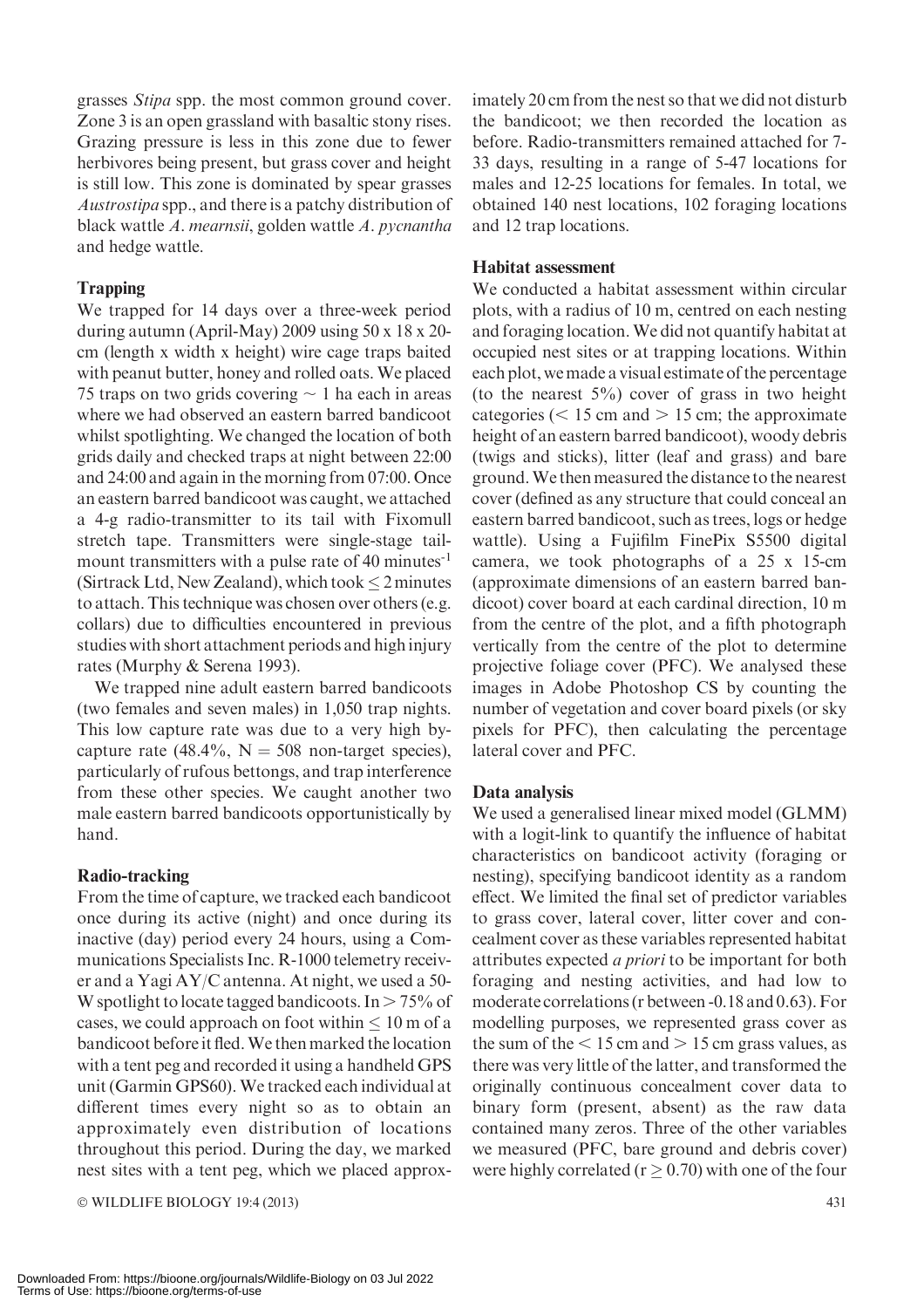grasses *Stipa* spp. the most common ground cover. Zone 3 is an open grassland with basaltic stony rises. Grazing pressure is less in this zone due to fewer herbivores being present, but grass cover and height is still low. This zone is dominated by spear grasses *Austrostipa* spp., and there is a patchy distribution of black wattle *A. mearnsii*, golden wattle *A. pycnantha* and hedge wattle.

### Trapping

We trapped for 14 days over a three-week period during autumn (April-May) 2009 using 50 x 18 x 20-cm (length x width x height) wire cage traps baited with peanut butter, honey and rolled oats. We placed 75 traps on two grids covering ~ 1 ha each in areas where we had observed an eastern barred bandicoot whilst spotlighting. We changed the location of both grids daily and checked traps at night between 22:00 and 24:00 and again in the morning from 07:00. Once an eastern barred bandicoot was caught, we attached a 4-g radio-transmitter to its tail with Fixomull stretch tape. Transmitters were single-stage tail-mount transmitters with a pulse rate of 40 minutes$^{-1}$ (Sirtrack Ltd, New Zealand), which took ≤ 2 minutes to attach. This technique was chosen over others (e.g. collars) due to difficulties encountered in previous studies with short attachment periods and high injury rates (Murphy & Serena 1993).

We trapped nine adult eastern barred bandicoots (two females and seven males) in 1,050 trap nights. This low capture rate was due to a very high by-capture rate (48.4%, N = 508 non-target species), particularly of rufous bettongs, and trap interference from these other species. We caught another two male eastern barred bandicoots opportunistically by hand.

### Radio-tracking

From the time of capture, we tracked each bandicoot once during its active (night) and once during its inactive (day) period every 24 hours, using a Communications Specialists Inc. R-1000 telemetry receiver and a Yagi AY/C antenna. At night, we used a 50-W spotlight to locate tagged bandicoots. In > 75% of cases, we could approach on foot within ≤ 10 m of a bandicoot before it fled. We then marked the location with a tent peg and recorded it using a handheld GPS unit (Garmin GPS60). We tracked each individual at different times every night so as to obtain an approximately even distribution of locations throughout this period. During the day, we marked nest sites with a tent peg, which we placed approximately 20 cm from the nest so that we did not disturb the bandicoot; we then recorded the location as before. Radio-transmitters remained attached for 7-33 days, resulting in a range of 5-47 locations for males and 12-25 locations for females. In total, we obtained 140 nest locations, 102 foraging locations and 12 trap locations.

### Habitat assessment

We conducted a habitat assessment within circular plots, with a radius of 10 m, centred on each nesting and foraging location. We did not quantify habitat at occupied nest sites or at trapping locations. Within each plot, we made a visual estimate of the percentage (to the nearest 5%) cover of grass in two height categories (< 15 cm and > 15 cm; the approximate height of an eastern barred bandicoot), woody debris (twigs and sticks), litter (leaf and grass) and bare ground. We then measured the distance to the nearest cover (defined as any structure that could conceal an eastern barred bandicoot, such as trees, logs or hedge wattle). Using a Fujifilm FinePix S5500 digital camera, we took photographs of a 25 x 15-cm (approximate dimensions of an eastern barred bandicoot) cover board at each cardinal direction, 10 m from the centre of the plot, and a fifth photograph vertically from the centre of the plot to determine projective foliage cover (PFC). We analysed these images in Adobe Photoshop CS by counting the number of vegetation and cover board pixels (or sky pixels for PFC), then calculating the percentage lateral cover and PFC.

### Data analysis

We used a generalised linear mixed model (GLMM) with a logit-link to quantify the influence of habitat characteristics on bandicoot activity (foraging or nesting), specifying bandicoot identity as a random effect. We limited the final set of predictor variables to grass cover, lateral cover, litter cover and concealment cover as these variables represented habitat attributes expected *a priori* to be important for both foraging and nesting activities, and had low to moderate correlations (r between -0.18 and 0.63). For modelling purposes, we represented grass cover as the sum of the < 15 cm and > 15 cm grass values, as there was very little of the latter, and transformed the originally continuous concealment cover data to binary form (present, absent) as the raw data contained many zeros. Three of the other variables we measured (PFC, bare ground and debris cover) were highly correlated (r ≥ 0.70) with one of the four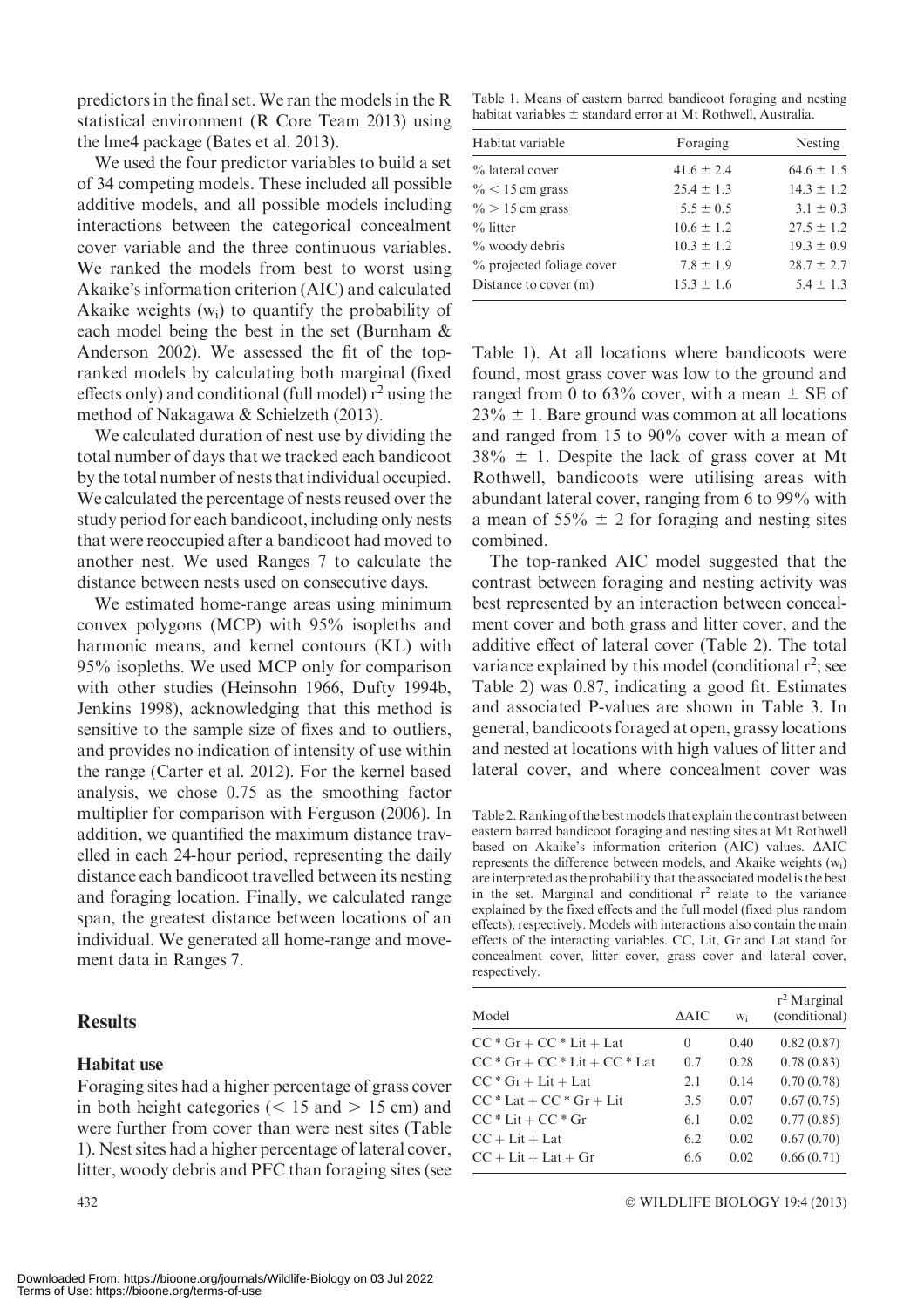predictors in the final set. We ran the models in the R statistical environment (R Core Team 2013) using the lme4 package (Bates et al. 2013).

We used the four predictor variables to build a set of 34 competing models. These included all possible additive models, and all possible models including interactions between the categorical concealment cover variable and the three continuous variables. We ranked the models from best to worst using Akaike's information criterion (AIC) and calculated Akaike weights ($w_i$) to quantify the probability of each model being the best in the set (Burnham & Anderson 2002). We assessed the fit of the top-ranked models by calculating both marginal (fixed effects only) and conditional (full model) $r^2$ using the method of Nakagawa & Schielzeth (2013).

We calculated duration of nest use by dividing the total number of days that we tracked each bandicoot by the total number of nests that individual occupied. We calculated the percentage of nests reused over the study period for each bandicoot, including only nests that were reoccupied after a bandicoot had moved to another nest. We used Ranges 7 to calculate the distance between nests used on consecutive days.

We estimated home-range areas using minimum convex polygons (MCP) with 95% isopleths and harmonic means, and kernel contours (KL) with 95% isopleths. We used MCP only for comparison with other studies (Heinsohn 1966, Dufty 1994b, Jenkins 1998), acknowledging that this method is sensitive to the sample size of fixes and to outliers, and provides no indication of intensity of use within the range (Carter et al. 2012). For the kernel based analysis, we chose 0.75 as the smoothing factor multiplier for comparison with Ferguson (2006). In addition, we quantified the maximum distance travelled in each 24-hour period, representing the daily distance each bandicoot travelled between its nesting and foraging location. Finally, we calculated range span, the greatest distance between locations of an individual. We generated all home-range and movement data in Ranges 7.

## Results

### Habitat use

Foraging sites had a higher percentage of grass cover in both height categories (< 15 and > 15 cm) and were further from cover than were nest sites (Table 1). Nest sites had a higher percentage of lateral cover, litter, woody debris and PFC than foraging sites (see Table 1). At all locations where bandicoots were found, most grass cover was low to the ground and ranged from 0 to 63% cover, with a mean ± SE of 23% ± 1. Bare ground was common at all locations and ranged from 15 to 90% cover with a mean of 38% ± 1. Despite the lack of grass cover at Mt Rothwell, bandicoots were utilising areas with abundant lateral cover, ranging from 6 to 99% with a mean of 55% ± 2 for foraging and nesting sites combined.

Table 1. Means of eastern barred bandicoot foraging and nesting habitat variables ± standard error at Mt Rothwell, Australia.

| Habitat variable | Foraging | Nesting |
|---|---|---|
| % lateral cover | 41.6 ± 2.4 | 64.6 ± 1.5 |
| % < 15 cm grass | 25.4 ± 1.3 | 14.3 ± 1.2 |
| % > 15 cm grass | 5.5 ± 0.5 | 3.1 ± 0.3 |
| % litter | 10.6 ± 1.2 | 27.5 ± 1.2 |
| % woody debris | 10.3 ± 1.2 | 19.3 ± 0.9 |
| % projected foliage cover | 7.8 ± 1.9 | 28.7 ± 2.7 |
| Distance to cover (m) | 15.3 ± 1.6 | 5.4 ± 1.3 |

The top-ranked AIC model suggested that the contrast between foraging and nesting activity was best represented by an interaction between concealment cover and both grass and litter cover, and the additive effect of lateral cover (Table 2). The total variance explained by this model (conditional $r^2$; see Table 2) was 0.87, indicating a good fit. Estimates and associated P-values are shown in Table 3. In general, bandicoots foraged at open, grassy locations and nested at locations with high values of litter and lateral cover, and where concealment cover was

Table 2. Ranking of the best models that explain the contrast between eastern barred bandicoot foraging and nesting sites at Mt Rothwell based on Akaike's information criterion (AIC) values. ΔAIC represents the difference between models, and Akaike weights ($w_i$) are interpreted as the probability that the associated model is the best in the set. Marginal and conditional $r^2$ relate to the variance explained by the fixed effects and the full model (fixed plus random effects), respectively. Models with interactions also contain the main effects of the interacting variables. CC, Lit, Gr and Lat stand for concealment cover, litter cover, grass cover and lateral cover, respectively.

| Model | ΔAIC | $w_i$ | $r^2$ Marginal (conditional) |
|---|---|---|---|
| CC * Gr + CC * Lit + Lat | 0 | 0.40 | 0.82 (0.87) |
| CC * Gr + CC * Lit + CC * Lat | 0.7 | 0.28 | 0.78 (0.83) |
| CC * Gr + Lit + Lat | 2.1 | 0.14 | 0.70 (0.78) |
| CC * Lat + CC * Gr + Lit | 3.5 | 0.07 | 0.67 (0.75) |
| CC * Lit + CC * Gr | 6.1 | 0.02 | 0.77 (0.85) |
| CC + Lit + Lat | 6.2 | 0.02 | 0.67 (0.70) |
| CC + Lit + Lat + Gr | 6.6 | 0.02 | 0.66 (0.71) |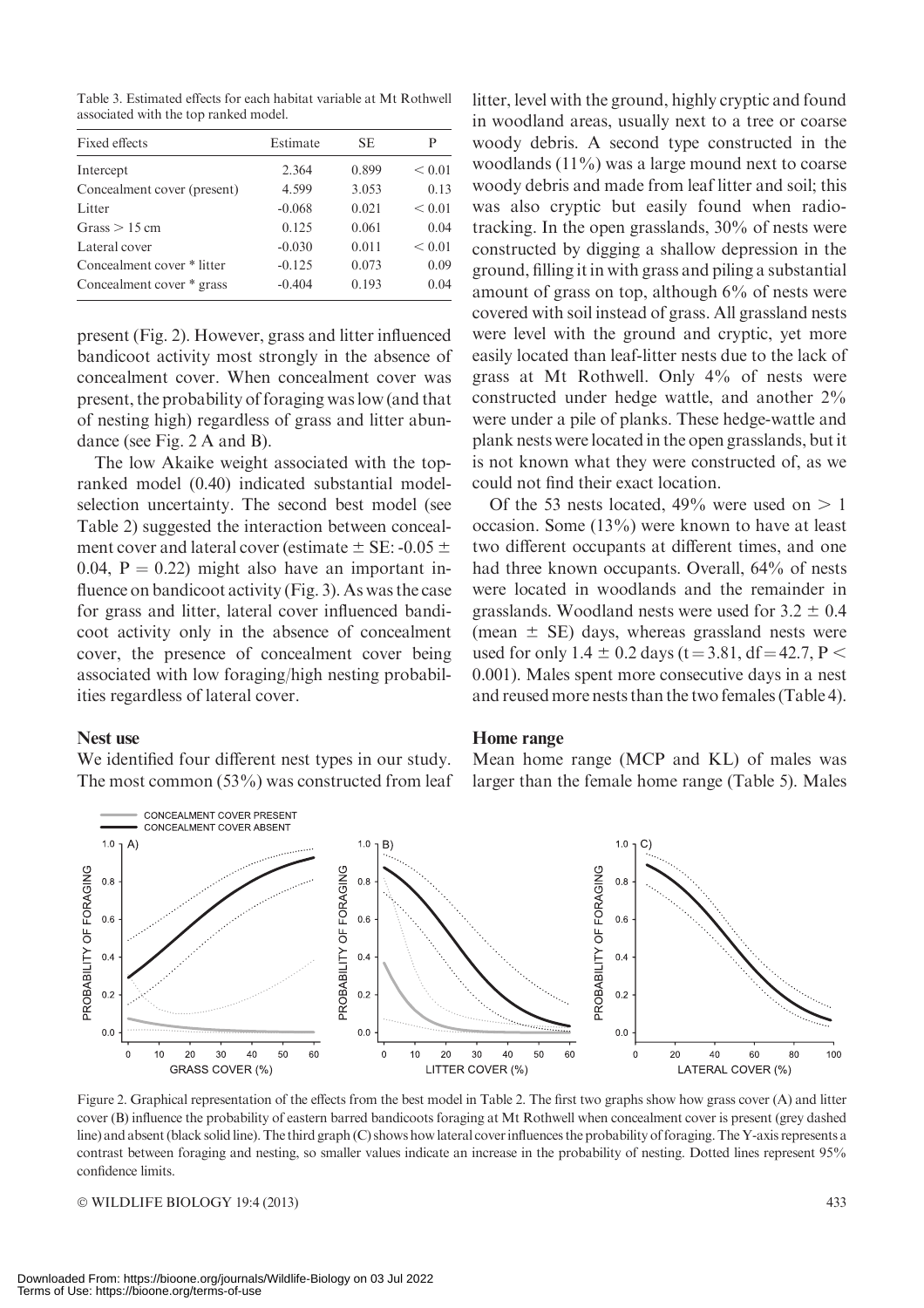Table 3. Estimated effects for each habitat variable at Mt Rothwell associated with the top ranked model.

| Fixed effects | Estimate | SE | P |
|---|---|---|---|
| Intercept | 2.364 | 0.899 | < 0.01 |
| Concealment cover (present) | 4.599 | 3.053 | 0.13 |
| Litter | -0.068 | 0.021 | < 0.01 |
| Grass > 15 cm | 0.125 | 0.061 | 0.04 |
| Lateral cover | -0.030 | 0.011 | < 0.01 |
| Concealment cover * litter | -0.125 | 0.073 | 0.09 |
| Concealment cover * grass | -0.404 | 0.193 | 0.04 |

present (Fig. 2). However, grass and litter influenced bandicoot activity most strongly in the absence of concealment cover. When concealment cover was present, the probability of foraging was low (and that of nesting high) regardless of grass and litter abundance (see Fig. 2 A and B).

The low Akaike weight associated with the top-ranked model (0.40) indicated substantial model-selection uncertainty. The second best model (see Table 2) suggested the interaction between concealment cover and lateral cover (estimate $\pm$ SE: -0.05 $\pm$ 0.04, $P = 0.22$) might also have an important influence on bandicoot activity (Fig. 3). As was the case for grass and litter, lateral cover influenced bandicoot activity only in the absence of concealment cover, the presence of concealment cover being associated with low foraging/high nesting probabilities regardless of lateral cover.

## Nest use

We identified four different nest types in our study. The most common (53%) was constructed from leaf litter, level with the ground, highly cryptic and found in woodland areas, usually next to a tree or coarse woody debris. A second type constructed in the woodlands (11%) was a large mound next to coarse woody debris and made from leaf litter and soil; this was also cryptic but easily found when radio-tracking. In the open grasslands, 30% of nests were constructed by digging a shallow depression in the ground, filling it in with grass and piling a substantial amount of grass on top, although 6% of nests were covered with soil instead of grass. All grassland nests were level with the ground and cryptic, yet more easily located than leaf-litter nests due to the lack of grass at Mt Rothwell. Only 4% of nests were constructed under hedge wattle, and another 2% were under a pile of planks. These hedge-wattle and plank nests were located in the open grasslands, but it is not known what they were constructed of, as we could not find their exact location.

Of the 53 nests located, 49% were used on > 1 occasion. Some (13%) were known to have at least two different occupants at different times, and one had three known occupants. Overall, 64% of nests were located in woodlands and the remainder in grasslands. Woodland nests were used for $3.2 \pm 0.4$ (mean $\pm$ SE) days, whereas grassland nests were used for only $1.4 \pm 0.2$ days ($t = 3.81$, $df = 42.7$, $P < 0.001$). Males spent more consecutive days in a nest and reused more nests than the two females (Table 4).

## Home range

Mean home range (MCP and KL) of males was larger than the female home range (Table 5). Males

Figure 2. Graphical representation of the effects from the best model in Table 2. The first two graphs show how grass cover (A) and litter cover (B) influence the probability of eastern barred bandicoots foraging at Mt Rothwell when concealment cover is present (grey dashed line) and absent (black solid line). The third graph (C) shows how lateral cover influences the probability of foraging. The Y-axis represents a contrast between foraging and nesting, so smaller values indicate an increase in the probability of nesting. Dotted lines represent 95% confidence limits.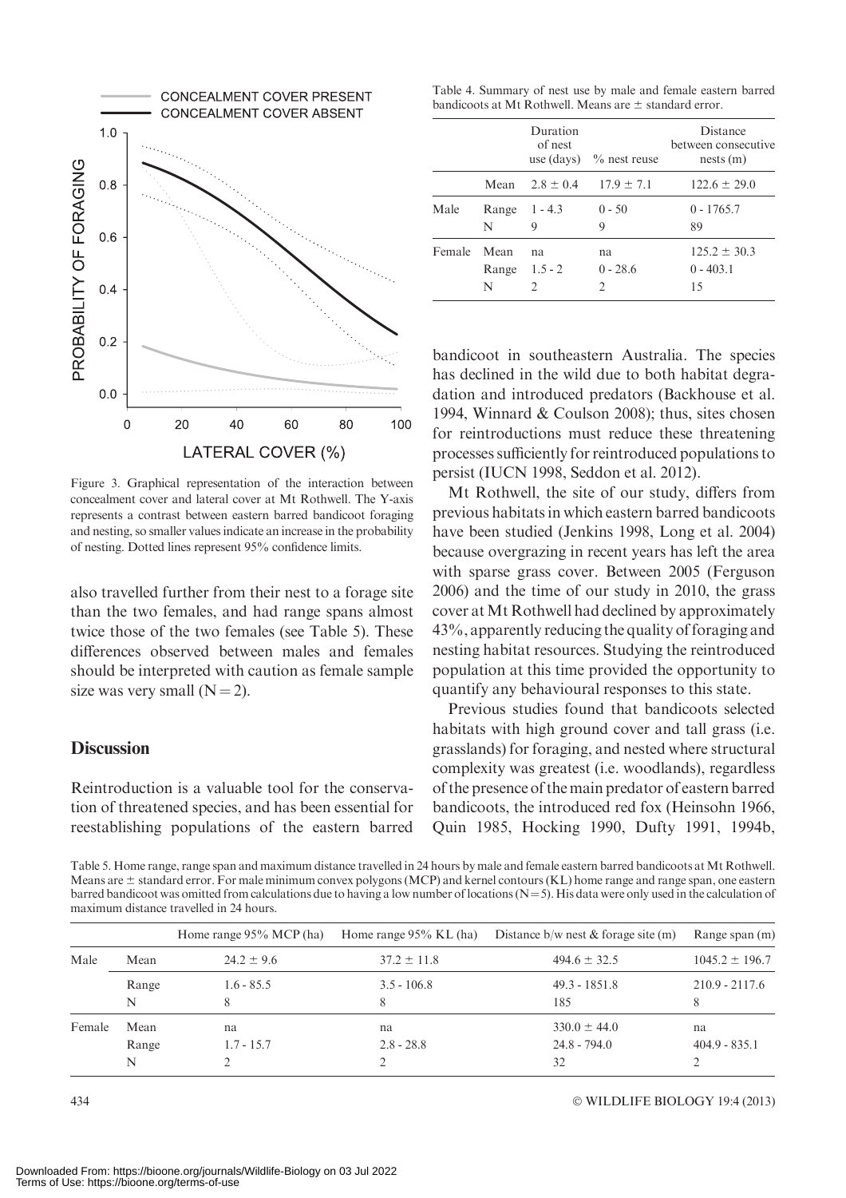Figure 3. Graphical representation of the interaction between concealment cover and lateral cover at Mt Rothwell. The Y-axis represents a contrast between eastern barred bandicoot foraging and nesting, so smaller values indicate an increase in the probability of nesting. Dotted lines represent 95% confidence limits.

also travelled further from their nest to a forage site than the two females, and had range spans almost twice those of the two females (see Table 5). These differences observed between males and females should be interpreted with caution as female sample size was very small (N = 2).

## Discussion

Reintroduction is a valuable tool for the conservation of threatened species, and has been essential for reestablishing populations of the eastern barred bandicoot in southeastern Australia. The species has declined in the wild due to both habitat degradation and introduced predators (Backhouse et al. 1994, Winnard & Coulson 2008); thus, sites chosen for reintroductions must reduce these threatening processes sufficiently for reintroduced populations to persist (IUCN 1998, Seddon et al. 2012).

Mt Rothwell, the site of our study, differs from previous habitats in which eastern barred bandicoots have been studied (Jenkins 1998, Long et al. 2004) because overgrazing in recent years has left the area with sparse grass cover. Between 2005 (Ferguson 2006) and the time of our study in 2010, the grass cover at Mt Rothwell had declined by approximately 43%, apparently reducing the quality of foraging and nesting habitat resources. Studying the reintroduced population at this time provided the opportunity to quantify any behavioural responses to this state.

Previous studies found that bandicoots selected habitats with high ground cover and tall grass (i.e. grasslands) for foraging, and nested where structural complexity was greatest (i.e. woodlands), regardless of the presence of the main predator of eastern barred bandicoots, the introduced red fox (Heinsohn 1966, Quin 1985, Hocking 1990, Dufty 1991, 1994b,

Table 4. Summary of nest use by male and female eastern barred bandicoots at Mt Rothwell. Means are ± standard error.

| | | Duration of nest use (days) | % nest reuse | Distance between consecutive nests (m) |
|---|---|---|---|---|
| | Mean | 2.8 ± 0.4 | 17.9 ± 7.1 | 122.6 ± 29.0 |
| Male | Range | 1 - 4.3 | 0 - 50 | 0 - 1765.7 |
| | N | 9 | 9 | 89 |
| Female | Mean | na | na | 125.2 ± 30.3 |
| | Range | 1.5 - 2 | 0 - 28.6 | 0 - 403.1 |
| | N | 2 | 2 | 15 |

Table 5. Home range, range span and maximum distance travelled in 24 hours by male and female eastern barred bandicoots at Mt Rothwell. Means are ± standard error. For male minimum convex polygons (MCP) and kernel contours (KL) home range and range span, one eastern barred bandicoot was omitted from calculations due to having a low number of locations (N = 5). His data were only used in the calculation of maximum distance travelled in 24 hours.

| | | Home range 95% MCP (ha) | Home range 95% KL (ha) | Distance b/w nest & forage site (m) | Range span (m) |
|---|---|---|---|---|---|
| Male | Mean | 24.2 ± 9.6 | 37.2 ± 11.8 | 494.6 ± 32.5 | 1045.2 ± 196.7 |
| | Range | 1.6 - 85.5 | 3.5 - 106.8 | 49.3 - 1851.8 | 210.9 - 2117.6 |
| | N | 8 | 8 | 185 | 8 |
| Female | Mean | na | na | 330.0 ± 44.0 | na |
| | Range | 1.7 - 15.7 | 2.8 - 28.8 | 24.8 - 794.0 | 404.9 - 835.1 |
| | N | 2 | 2 | 32 | 2 |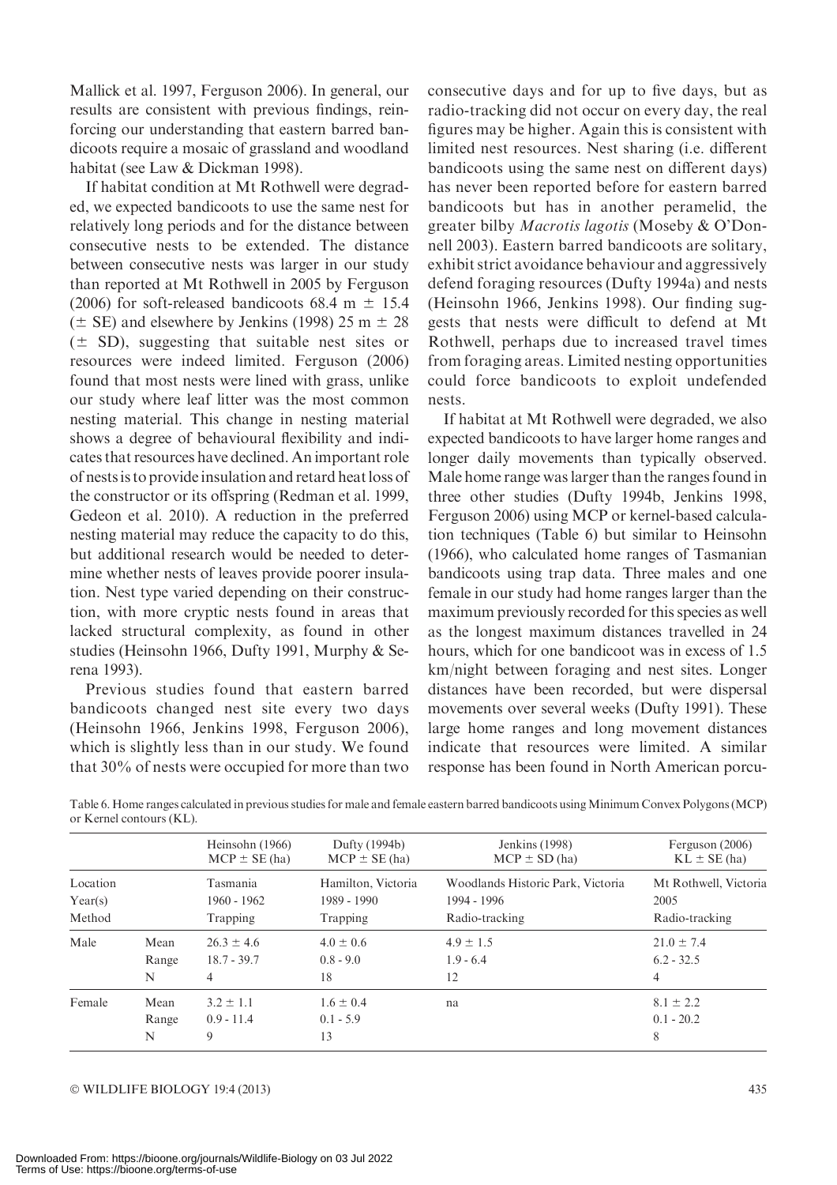Mallick et al. 1997, Ferguson 2006). In general, our results are consistent with previous findings, reinforcing our understanding that eastern barred bandicoots require a mosaic of grassland and woodland habitat (see Law & Dickman 1998).

If habitat condition at Mt Rothwell were degraded, we expected bandicoots to use the same nest for relatively long periods and for the distance between consecutive nests to be extended. The distance between consecutive nests was larger in our study than reported at Mt Rothwell in 2005 by Ferguson (2006) for soft-released bandicoots 68.4 m ± 15.4 (± SE) and elsewhere by Jenkins (1998) 25 m ± 28 (± SD), suggesting that suitable nest sites or resources were indeed limited. Ferguson (2006) found that most nests were lined with grass, unlike our study where leaf litter was the most common nesting material. This change in nesting material shows a degree of behavioural flexibility and indicates that resources have declined. An important role of nests is to provide insulation and retard heat loss of the constructor or its offspring (Redman et al. 1999, Gedeon et al. 2010). A reduction in the preferred nesting material may reduce the capacity to do this, but additional research would be needed to determine whether nests of leaves provide poorer insulation. Nest type varied depending on their construction, with more cryptic nests found in areas that lacked structural complexity, as found in other studies (Heinsohn 1966, Dufty 1991, Murphy & Serena 1993).

Previous studies found that eastern barred bandicoots changed nest site every two days (Heinsohn 1966, Jenkins 1998, Ferguson 2006), which is slightly less than in our study. We found that 30% of nests were occupied for more than two consecutive days and for up to five days, but as radio-tracking did not occur on every day, the real figures may be higher. Again this is consistent with limited nest resources. Nest sharing (i.e. different bandicoots using the same nest on different days) has never been reported before for eastern barred bandicoots but has in another peramelid, the greater bilby *Macrotis lagotis* (Moseby & O'Donnell 2003). Eastern barred bandicoots are solitary, exhibit strict avoidance behaviour and aggressively defend foraging resources (Dufty 1994a) and nests (Heinsohn 1966, Jenkins 1998). Our finding suggests that nests were difficult to defend at Mt Rothwell, perhaps due to increased travel times from foraging areas. Limited nesting opportunities could force bandicoots to exploit undefended nests.

If habitat at Mt Rothwell were degraded, we also expected bandicoots to have larger home ranges and longer daily movements than typically observed. Male home range was larger than the ranges found in three other studies (Dufty 1994b, Jenkins 1998, Ferguson 2006) using MCP or kernel-based calculation techniques (Table 6) but similar to Heinsohn (1966), who calculated home ranges of Tasmanian bandicoots using trap data. Three males and one female in our study had home ranges larger than the maximum previously recorded for this species as well as the longest maximum distances travelled in 24 hours, which for one bandicoot was in excess of 1.5 km/night between foraging and nest sites. Longer distances have been recorded, but were dispersal movements over several weeks (Dufty 1991). These large home ranges and long movement distances indicate that resources were limited. A similar response has been found in North American porcu-

Table 6. Home ranges calculated in previous studies for male and female eastern barred bandicoots using Minimum Convex Polygons (MCP) or Kernel contours (KL).

| | | Heinsohn (1966) MCP ± SE (ha) | Dufty (1994b) MCP ± SE (ha) | Jenkins (1998) MCP ± SD (ha) | Ferguson (2006) KL ± SE (ha) |
|---|---|---|---|---|---|
| Location | | Tasmania | Hamilton, Victoria | Woodlands Historic Park, Victoria | Mt Rothwell, Victoria |
| Year(s) | | 1960 - 1962 | 1989 - 1990 | 1994 - 1996 | 2005 |
| Method | | Trapping | Trapping | Radio-tracking | Radio-tracking |
| Male | Mean | 26.3 ± 4.6 | 4.0 ± 0.6 | 4.9 ± 1.5 | 21.0 ± 7.4 |
| | Range | 18.7 - 39.7 | 0.8 - 9.0 | 1.9 - 6.4 | 6.2 - 32.5 |
| | N | 4 | 18 | 12 | 4 |
| Female | Mean | 3.2 ± 1.1 | 1.6 ± 0.4 | na | 8.1 ± 2.2 |
| | Range | 0.9 - 11.4 | 0.1 - 5.9 | | 0.1 - 20.2 |
| | N | 9 | 13 | | 8 |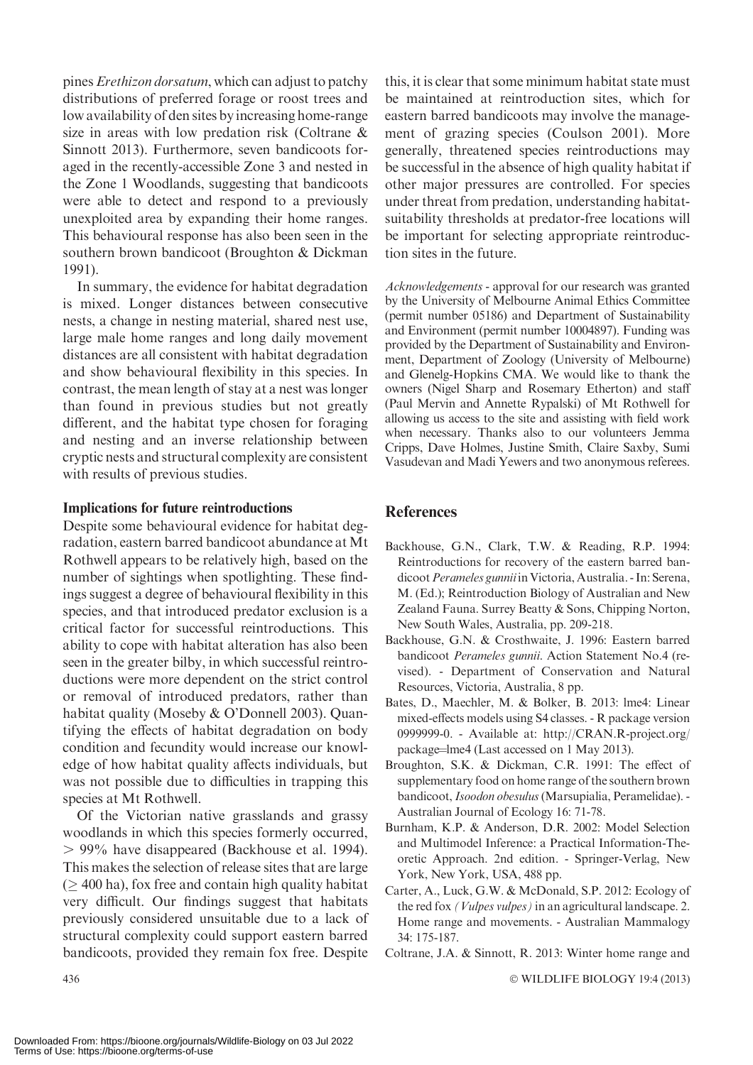pines *Erethizon dorsatum*, which can adjust to patchy distributions of preferred forage or roost trees and low availability of den sites by increasing home-range size in areas with low predation risk (Coltrane & Sinnott 2013). Furthermore, seven bandicoots foraged in the recently-accessible Zone 3 and nested in the Zone 1 Woodlands, suggesting that bandicoots were able to detect and respond to a previously unexploited area by expanding their home ranges. This behavioural response has also been seen in the southern brown bandicoot (Broughton & Dickman 1991).

In summary, the evidence for habitat degradation is mixed. Longer distances between consecutive nests, a change in nesting material, shared nest use, large male home ranges and long daily movement distances are all consistent with habitat degradation and show behavioural flexibility in this species. In contrast, the mean length of stay at a nest was longer than found in previous studies but not greatly different, and the habitat type chosen for foraging and nesting and an inverse relationship between cryptic nests and structural complexity are consistent with results of previous studies.

### Implications for future reintroductions

Despite some behavioural evidence for habitat degradation, eastern barred bandicoot abundance at Mt Rothwell appears to be relatively high, based on the number of sightings when spotlighting. These findings suggest a degree of behavioural flexibility in this species, and that introduced predator exclusion is a critical factor for successful reintroductions. This ability to cope with habitat alteration has also been seen in the greater bilby, in which successful reintroductions were more dependent on the strict control or removal of introduced predators, rather than habitat quality (Moseby & O'Donnell 2003). Quantifying the effects of habitat degradation on body condition and fecundity would increase our knowledge of how habitat quality affects individuals, but was not possible due to difficulties in trapping this species at Mt Rothwell.

Of the Victorian native grasslands and grassy woodlands in which this species formerly occurred, $> 99\%$ have disappeared (Backhouse et al. 1994). This makes the selection of release sites that are large ($\geq 400$ ha), fox free and contain high quality habitat very difficult. Our findings suggest that habitats previously considered unsuitable due to a lack of structural complexity could support eastern barred bandicoots, provided they remain fox free. Despite this, it is clear that some minimum habitat state must be maintained at reintroduction sites, which for eastern barred bandicoots may involve the management of grazing species (Coulson 2001). More generally, threatened species reintroductions may be successful in the absence of high quality habitat if other major pressures are controlled. For species under threat from predation, understanding habitat-suitability thresholds at predator-free locations will be important for selecting appropriate reintroduction sites in the future.

*Acknowledgements* - approval for our research was granted by the University of Melbourne Animal Ethics Committee (permit number 05186) and Department of Sustainability and Environment (permit number 10004897). Funding was provided by the Department of Sustainability and Environment, Department of Zoology (University of Melbourne) and Glenelg-Hopkins CMA. We would like to thank the owners (Nigel Sharp and Rosemary Etherton) and staff (Paul Mervin and Annette Rypalski) of Mt Rothwell for allowing us access to the site and assisting with field work when necessary. Thanks also to our volunteers Jemma Cripps, Dave Holmes, Justine Smith, Claire Saxby, Sumi Vasudevan and Madi Yewers and two anonymous referees.

## References

Backhouse, G.N., Clark, T.W. & Reading, R.P. 1994: Reintroductions for recovery of the eastern barred bandicoot *Perameles gunnii* in Victoria, Australia. - In: Serena, M. (Ed.); Reintroduction Biology of Australian and New Zealand Fauna. Surrey Beatty & Sons, Chipping Norton, New South Wales, Australia, pp. 209-218.

Backhouse, G.N. & Crosthwaite, J. 1996: Eastern barred bandicoot *Perameles gunnii*. Action Statement No.4 (revised). - Department of Conservation and Natural Resources, Victoria, Australia, 8 pp.

Bates, D., Maechler, M. & Bolker, B. 2013: lme4: Linear mixed-effects models using S4 classes. - R package version 0999999-0. - Available at: http://CRAN.R-project.org/package=lme4 (Last accessed on 1 May 2013).

Broughton, S.K. & Dickman, C.R. 1991: The effect of supplementary food on home range of the southern brown bandicoot, *Isoodon obesulus* (Marsupialia, Peramelidae). - Australian Journal of Ecology 16: 71-78.

Burnham, K.P. & Anderson, D.R. 2002: Model Selection and Multimodel Inference: a Practical Information-Theoretic Approach. 2nd edition. - Springer-Verlag, New York, New York, USA, 488 pp.

Carter, A., Luck, G.W. & McDonald, S.P. 2012: Ecology of the red fox *(Vulpes vulpes)* in an agricultural landscape. 2. Home range and movements. - Australian Mammalogy 34: 175-187.

Coltrane, J.A. & Sinnott, R. 2013: Winter home range and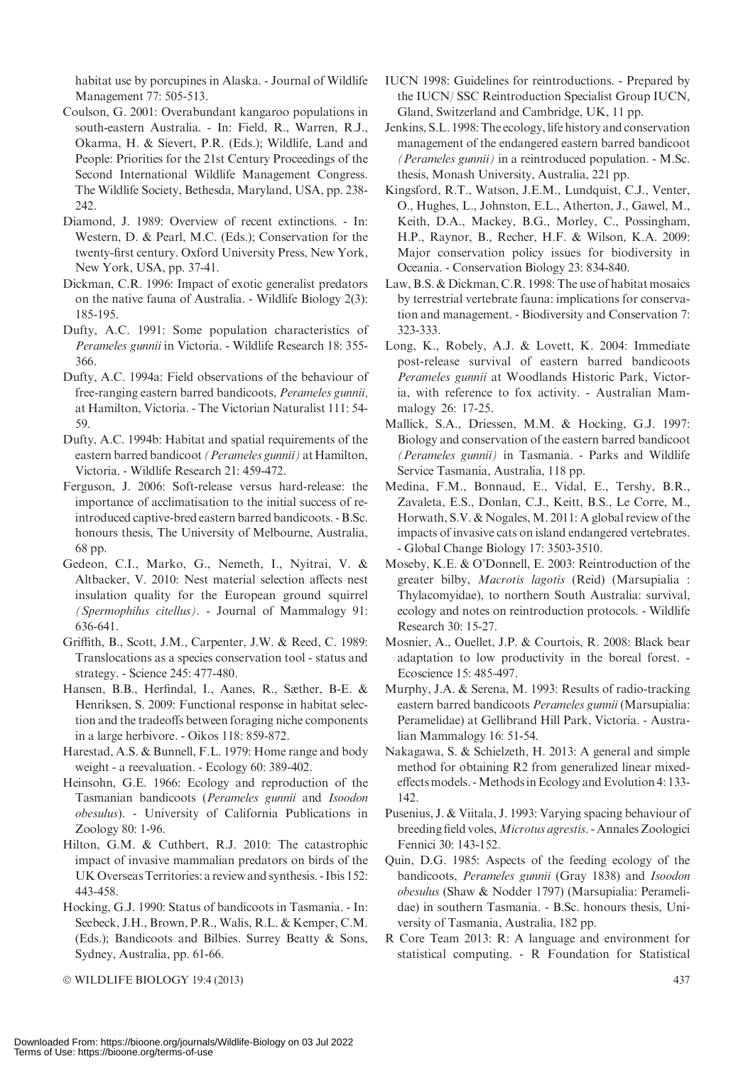habitat use by porcupines in Alaska. - Journal of Wildlife Management 77: 505-513.

Coulson, G. 2001: Overabundant kangaroo populations in south-eastern Australia. - In: Field, R., Warren, R.J., Okarma, H. & Sievert, P.R. (Eds.); Wildlife, Land and People: Priorities for the 21st Century Proceedings of the Second International Wildlife Management Congress. The Wildlife Society, Bethesda, Maryland, USA, pp. 238-242.

Diamond, J. 1989: Overview of recent extinctions. - In: Western, D. & Pearl, M.C. (Eds.); Conservation for the twenty-first century. Oxford University Press, New York, New York, USA, pp. 37-41.

Dickman, C.R. 1996: Impact of exotic generalist predators on the native fauna of Australia. - Wildlife Biology 2(3): 185-195.

Dufty, A.C. 1991: Some population characteristics of *Perameles gunnii* in Victoria. - Wildlife Research 18: 355-366.

Dufty, A.C. 1994a: Field observations of the behaviour of free-ranging eastern barred bandicoots, *Perameles gunnii,* at Hamilton, Victoria. - The Victorian Naturalist 111: 54-59.

Dufty, A.C. 1994b: Habitat and spatial requirements of the eastern barred bandicoot *(Perameles gunnii)* at Hamilton, Victoria. - Wildlife Research 21: 459-472.

Ferguson, J. 2006: Soft-release versus hard-release: the importance of acclimatisation to the initial success of re-introduced captive-bred eastern barred bandicoots. - B.Sc. honours thesis, The University of Melbourne, Australia, 68 pp.

Gedeon, C.I., Marko, G., Nemeth, I., Nyitrai, V. & Altbacker, V. 2010: Nest material selection affects nest insulation quality for the European ground squirrel *(Spermophilus citellus)*. - Journal of Mammalogy 91: 636-641.

Griffith, B., Scott, J.M., Carpenter, J.W. & Reed, C. 1989: Translocations as a species conservation tool - status and strategy. - Science 245: 477-480.

Hansen, B.B., Herfindal, I., Aanes, R., Sæther, B-E. & Henriksen, S. 2009: Functional response in habitat selection and the tradeoffs between foraging niche components in a large herbivore. - Oikos 118: 859-872.

Harestad, A.S. & Bunnell, F.L. 1979: Home range and body weight - a reevaluation. - Ecology 60: 389-402.

Heinsohn, G.E. 1966: Ecology and reproduction of the Tasmanian bandicoots (*Perameles gunnii* and *Isoodon obesulus*). - University of California Publications in Zoology 80: 1-96.

Hilton, G.M. & Cuthbert, R.J. 2010: The catastrophic impact of invasive mammalian predators on birds of the UK Overseas Territories: a review and synthesis. - Ibis 152: 443-458.

Hocking, G.J. 1990: Status of bandicoots in Tasmania. - In: Seebeck, J.H., Brown, P.R., Walis, R.L. & Kemper, C.M. (Eds.); Bandicoots and Bilbies. Surrey Beatty & Sons, Sydney, Australia, pp. 61-66.

IUCN 1998: Guidelines for reintroductions. - Prepared by the IUCN/ SSC Reintroduction Specialist Group IUCN, Gland, Switzerland and Cambridge, UK, 11 pp.

Jenkins, S.L. 1998: The ecology, life history and conservation management of the endangered eastern barred bandicoot *(Perameles gunnii)* in a reintroduced population. - M.Sc. thesis, Monash University, Australia, 221 pp.

Kingsford, R.T., Watson, J.E.M., Lundquist, C.J., Venter, O., Hughes, L., Johnston, E.L., Atherton, J., Gawel, M., Keith, D.A., Mackey, B.G., Morley, C., Possingham, H.P., Raynor, B., Recher, H.F. & Wilson, K.A. 2009: Major conservation policy issues for biodiversity in Oceania. - Conservation Biology 23: 834-840.

Law, B.S. & Dickman, C.R. 1998: The use of habitat mosaics by terrestrial vertebrate fauna: implications for conservation and management. - Biodiversity and Conservation 7: 323-333.

Long, K., Robely, A.J. & Lovett, K. 2004: Immediate post-release survival of eastern barred bandicoots *Perameles gunnii* at Woodlands Historic Park, Victoria, with reference to fox activity. - Australian Mammalogy 26: 17-25.

Mallick, S.A., Driessen, M.M. & Hocking, G.J. 1997: Biology and conservation of the eastern barred bandicoot *(Perameles gunnii)* in Tasmania. - Parks and Wildlife Service Tasmania, Australia, 118 pp.

Medina, F.M., Bonnaud, E., Vidal, E., Tershy, B.R., Zavaleta, E.S., Donlan, C.J., Keitt, B.S., Le Corre, M., Horwath, S.V. & Nogales, M. 2011: A global review of the impacts of invasive cats on island endangered vertebrates. - Global Change Biology 17: 3503-3510.

Moseby, K.E. & O'Donnell, E. 2003: Reintroduction of the greater bilby, *Macrotis lagotis* (Reid) (Marsupialia : Thylacomyidae), to northern South Australia: survival, ecology and notes on reintroduction protocols. - Wildlife Research 30: 15-27.

Mosnier, A., Ouellet, J.P. & Courtois, R. 2008: Black bear adaptation to low productivity in the boreal forest. - Ecoscience 15: 485-497.

Murphy, J.A. & Serena, M. 1993: Results of radio-tracking eastern barred bandicoots *Perameles gunnii* (Marsupialia: Peramelidae) at Gellibrand Hill Park, Victoria. - Australian Mammalogy 16: 51-54.

Nakagawa, S. & Schielzeth, H. 2013: A general and simple method for obtaining R2 from generalized linear mixed-effects models. - Methods in Ecology and Evolution 4: 133-142.

Pusenius, J. & Viitala, J. 1993: Varying spacing behaviour of breeding field voles, *Microtus agrestis*. - Annales Zoologici Fennici 30: 143-152.

Quin, D.G. 1985: Aspects of the feeding ecology of the bandicoots, *Perameles gunnii* (Gray 1838) and *Isoodon obesulus* (Shaw & Nodder 1797) (Marsupialia: Peramelidae) in southern Tasmania. - B.Sc. honours thesis, University of Tasmania, Australia, 182 pp.

R Core Team 2013: R: A language and environment for statistical computing. - R Foundation for Statistical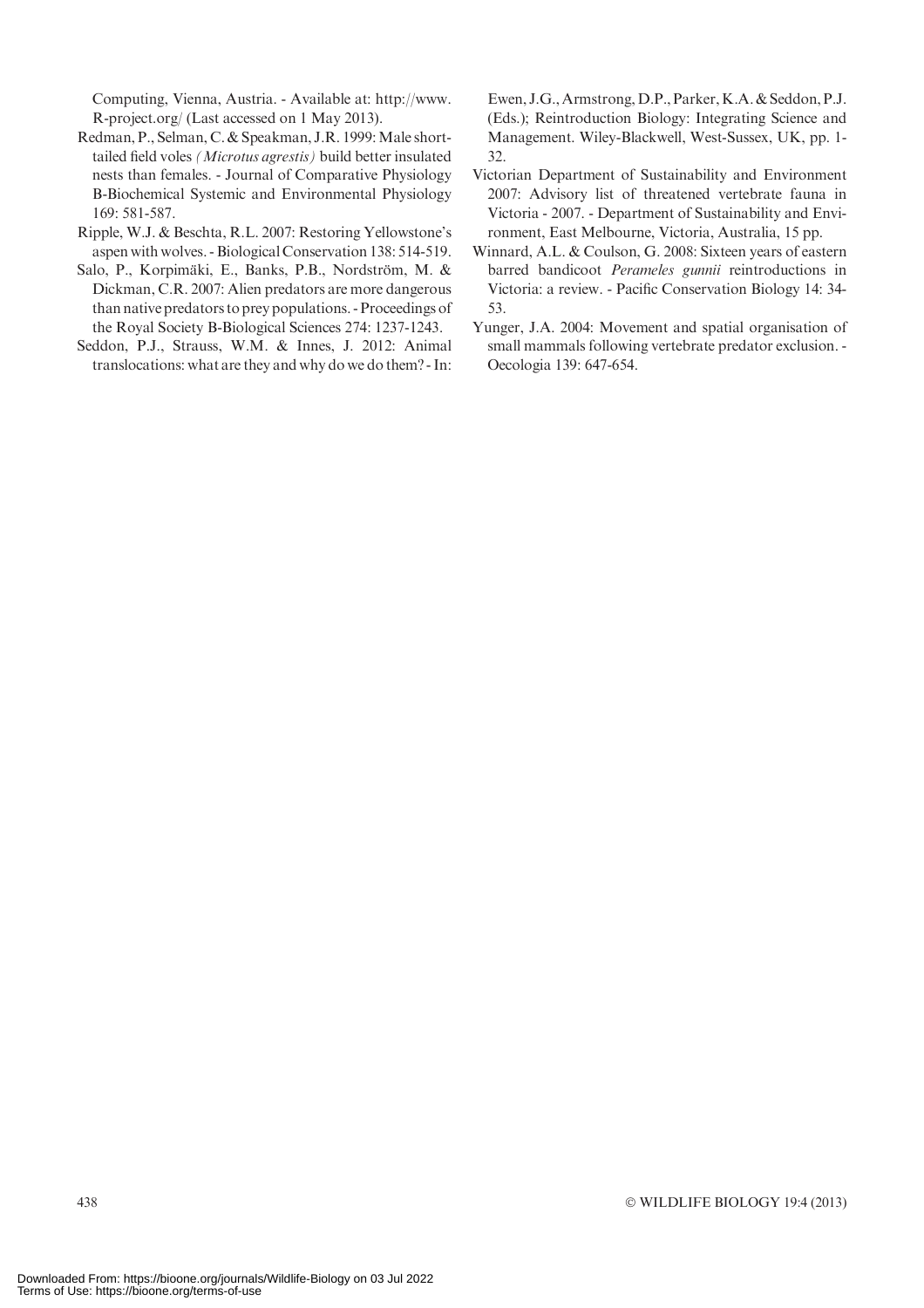Computing, Vienna, Austria. - Available at: http://www.R-project.org/ (Last accessed on 1 May 2013).

Redman, P., Selman, C. & Speakman, J.R. 1999: Male short-tailed field voles *(Microtus agrestis)* build better insulated nests than females. - Journal of Comparative Physiology B-Biochemical Systemic and Environmental Physiology 169: 581-587.

Ripple, W.J. & Beschta, R.L. 2007: Restoring Yellowstone's aspen with wolves. - Biological Conservation 138: 514-519.

Salo, P., Korpimäki, E., Banks, P.B., Nordström, M. & Dickman, C.R. 2007: Alien predators are more dangerous than native predators to prey populations. - Proceedings of the Royal Society B-Biological Sciences 274: 1237-1243.

Seddon, P.J., Strauss, W.M. & Innes, J. 2012: Animal translocations: what are they and why do we do them? - In: Ewen, J.G., Armstrong, D.P., Parker, K.A. & Seddon, P.J. (Eds.); Reintroduction Biology: Integrating Science and Management. Wiley-Blackwell, West-Sussex, UK, pp. 1-32.

Victorian Department of Sustainability and Environment 2007: Advisory list of threatened vertebrate fauna in Victoria - 2007. - Department of Sustainability and Environment, East Melbourne, Victoria, Australia, 15 pp.

Winnard, A.L. & Coulson, G. 2008: Sixteen years of eastern barred bandicoot *Perameles gunnii* reintroductions in Victoria: a review. - Pacific Conservation Biology 14: 34-53.

Yunger, J.A. 2004: Movement and spatial organisation of small mammals following vertebrate predator exclusion. - Oecologia 139: 647-654.